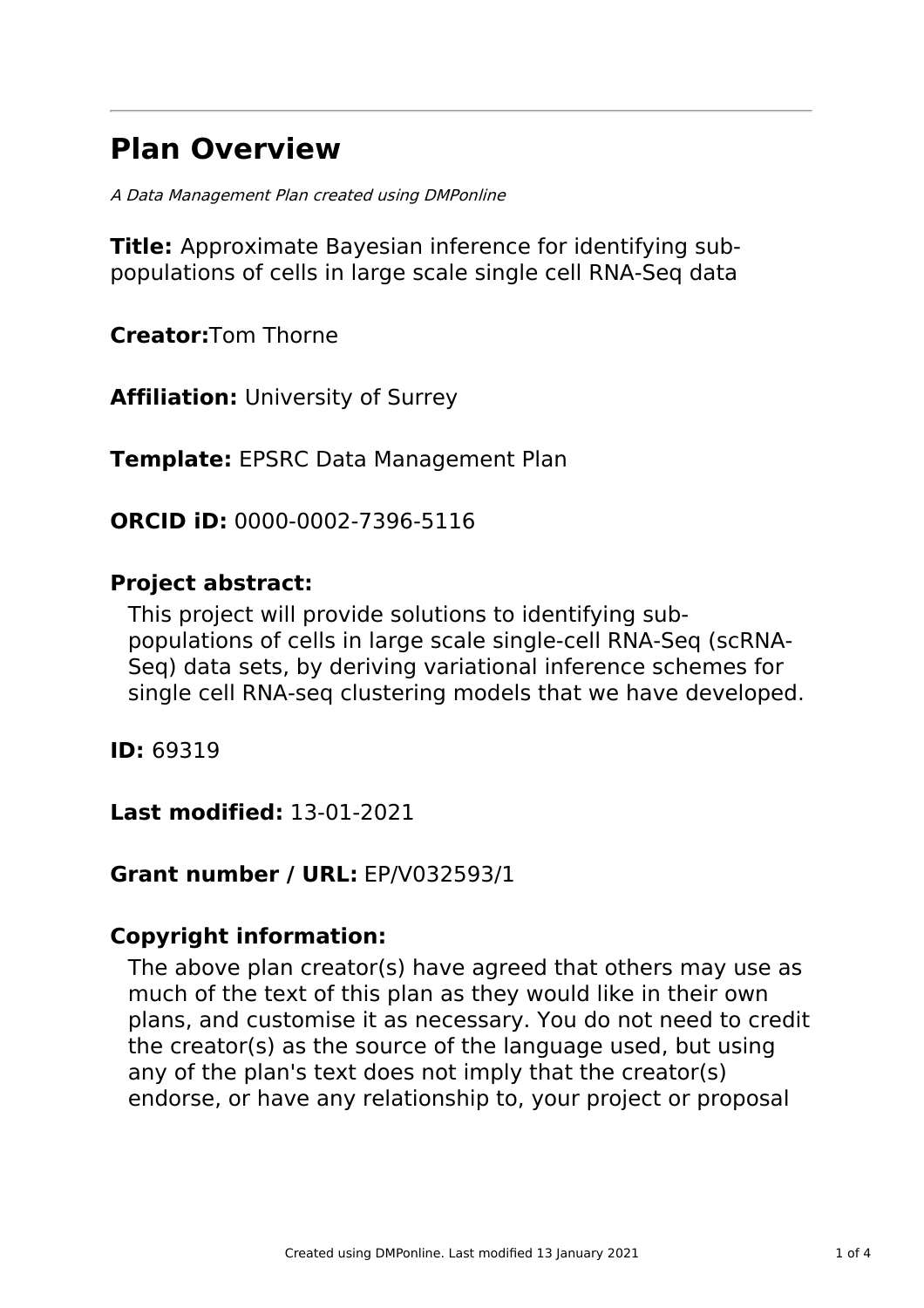# Plan Overview

*A Data Management Plan created using DMPonline*

**Title:** Approximate Bayesian inference for identifying sub-populations of cells in large scale single cell RNA-Seq data

**Creator:**Tom Thorne

**Affiliation:** University of Surrey

**Template:** EPSRC Data Management Plan

**ORCID iD:** 0000-0002-7396-5116

**Project abstract:**

This project will provide solutions to identifying sub-populations of cells in large scale single-cell RNA-Seq (scRNA-Seq) data sets, by deriving variational inference schemes for single cell RNA-seq clustering models that we have developed.

**ID:** 69319

**Last modified:** 13-01-2021

**Grant number / URL:** EP/V032593/1

**Copyright information:**

The above plan creator(s) have agreed that others may use as much of the text of this plan as they would like in their own plans, and customise it as necessary. You do not need to credit the creator(s) as the source of the language used, but using any of the plan's text does not imply that the creator(s) endorse, or have any relationship to, your project or proposal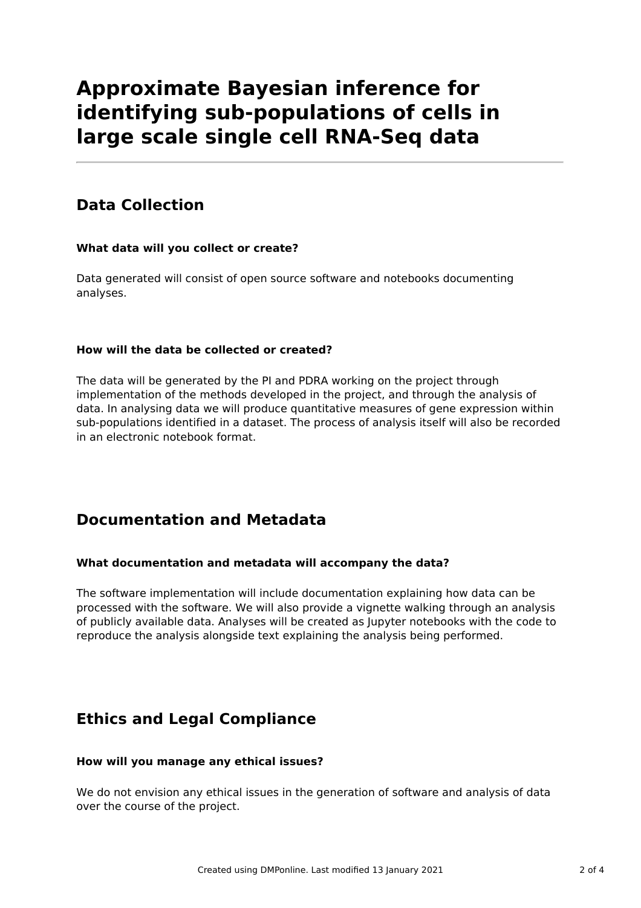# Approximate Bayesian inference for identifying sub-populations of cells in large scale single cell RNA-Seq data

## Data Collection

### What data will you collect or create?

Data generated will consist of open source software and notebooks documenting analyses.

### How will the data be collected or created?

The data will be generated by the PI and PDRA working on the project through implementation of the methods developed in the project, and through the analysis of data. In analysing data we will produce quantitative measures of gene expression within sub-populations identified in a dataset. The process of analysis itself will also be recorded in an electronic notebook format.

## Documentation and Metadata

### What documentation and metadata will accompany the data?

The software implementation will include documentation explaining how data can be processed with the software. We will also provide a vignette walking through an analysis of publicly available data. Analyses will be created as Jupyter notebooks with the code to reproduce the analysis alongside text explaining the analysis being performed.

## Ethics and Legal Compliance

### How will you manage any ethical issues?

We do not envision any ethical issues in the generation of software and analysis of data over the course of the project.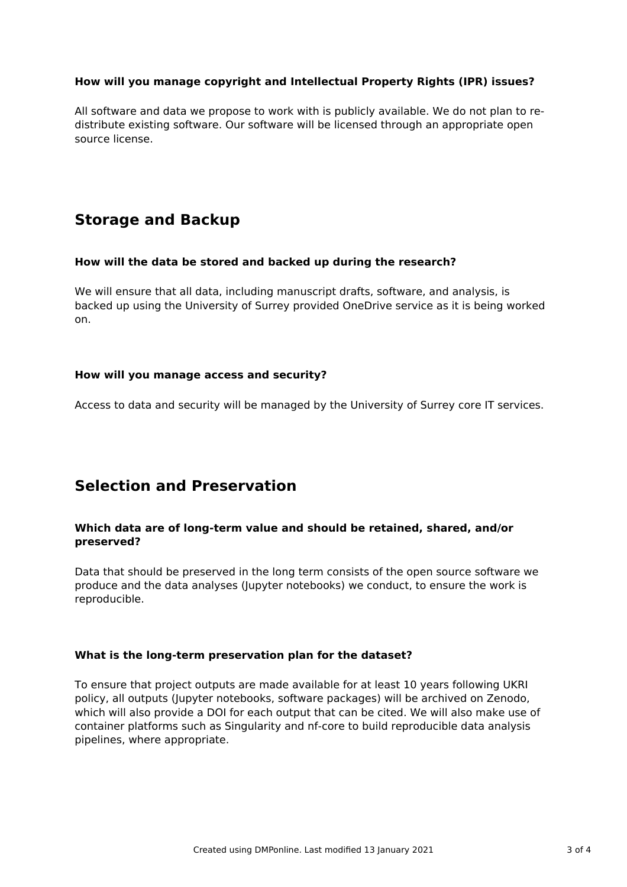### How will you manage copyright and Intellectual Property Rights (IPR) issues?

All software and data we propose to work with is publicly available. We do not plan to re-distribute existing software. Our software will be licensed through an appropriate open source license.

## Storage and Backup

### How will the data be stored and backed up during the research?

We will ensure that all data, including manuscript drafts, software, and analysis, is backed up using the University of Surrey provided OneDrive service as it is being worked on.

### How will you manage access and security?

Access to data and security will be managed by the University of Surrey core IT services.

## Selection and Preservation

### Which data are of long-term value and should be retained, shared, and/or preserved?

Data that should be preserved in the long term consists of the open source software we produce and the data analyses (Jupyter notebooks) we conduct, to ensure the work is reproducible.

### What is the long-term preservation plan for the dataset?

To ensure that project outputs are made available for at least 10 years following UKRI policy, all outputs (Jupyter notebooks, software packages) will be archived on Zenodo, which will also provide a DOI for each output that can be cited. We will also make use of container platforms such as Singularity and nf-core to build reproducible data analysis pipelines, where appropriate.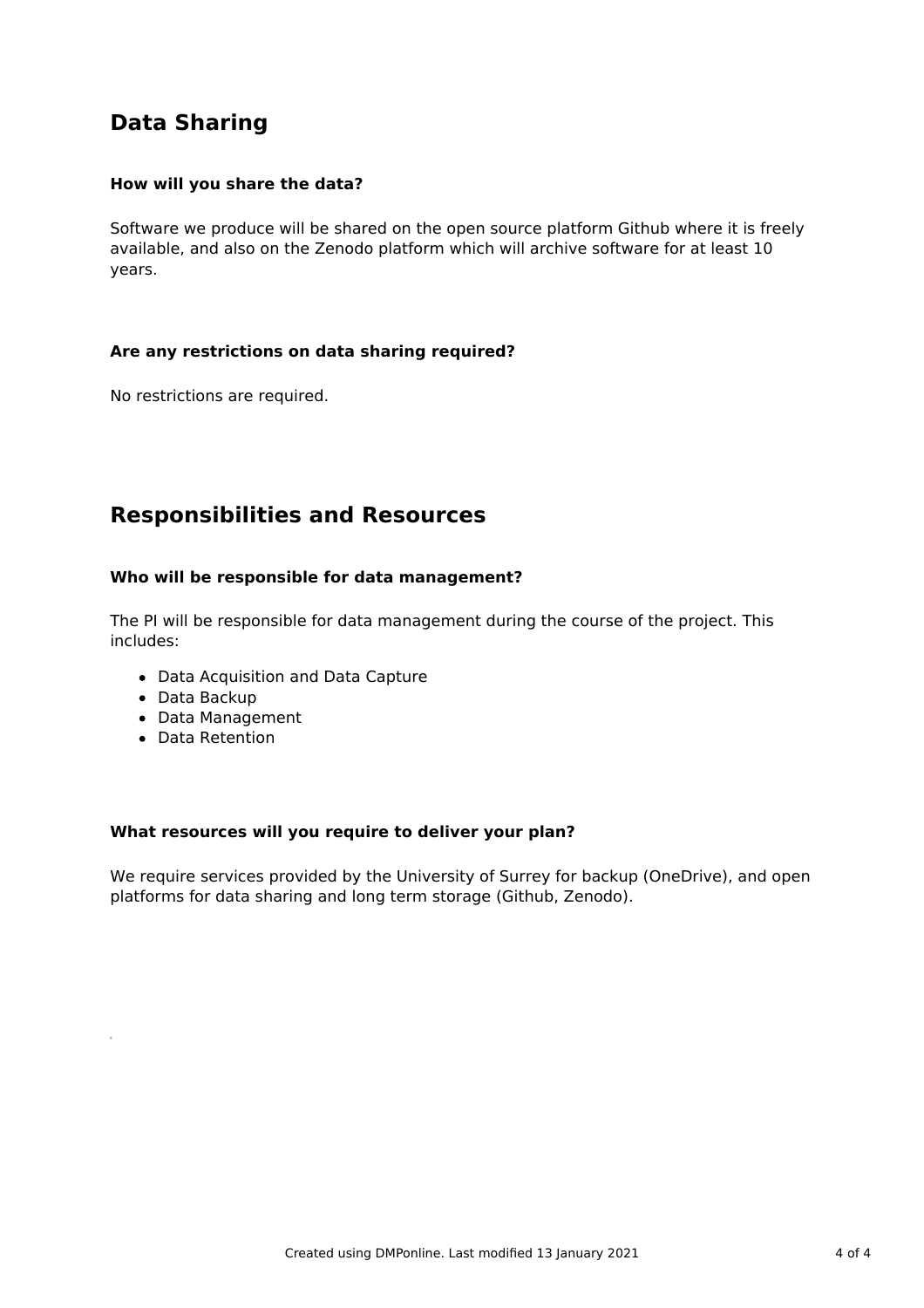## Data Sharing

### How will you share the data?

Software we produce will be shared on the open source platform Github where it is freely available, and also on the Zenodo platform which will archive software for at least 10 years.

### Are any restrictions on data sharing required?

No restrictions are required.

## Responsibilities and Resources

### Who will be responsible for data management?

The PI will be responsible for data management during the course of the project. This includes:

- Data Acquisition and Data Capture
- Data Backup
- Data Management
- Data Retention

### What resources will you require to deliver your plan?

We require services provided by the University of Surrey for backup (OneDrive), and open platforms for data sharing and long term storage (Github, Zenodo).

Created using DMPonline. Last modified 13 January 2021